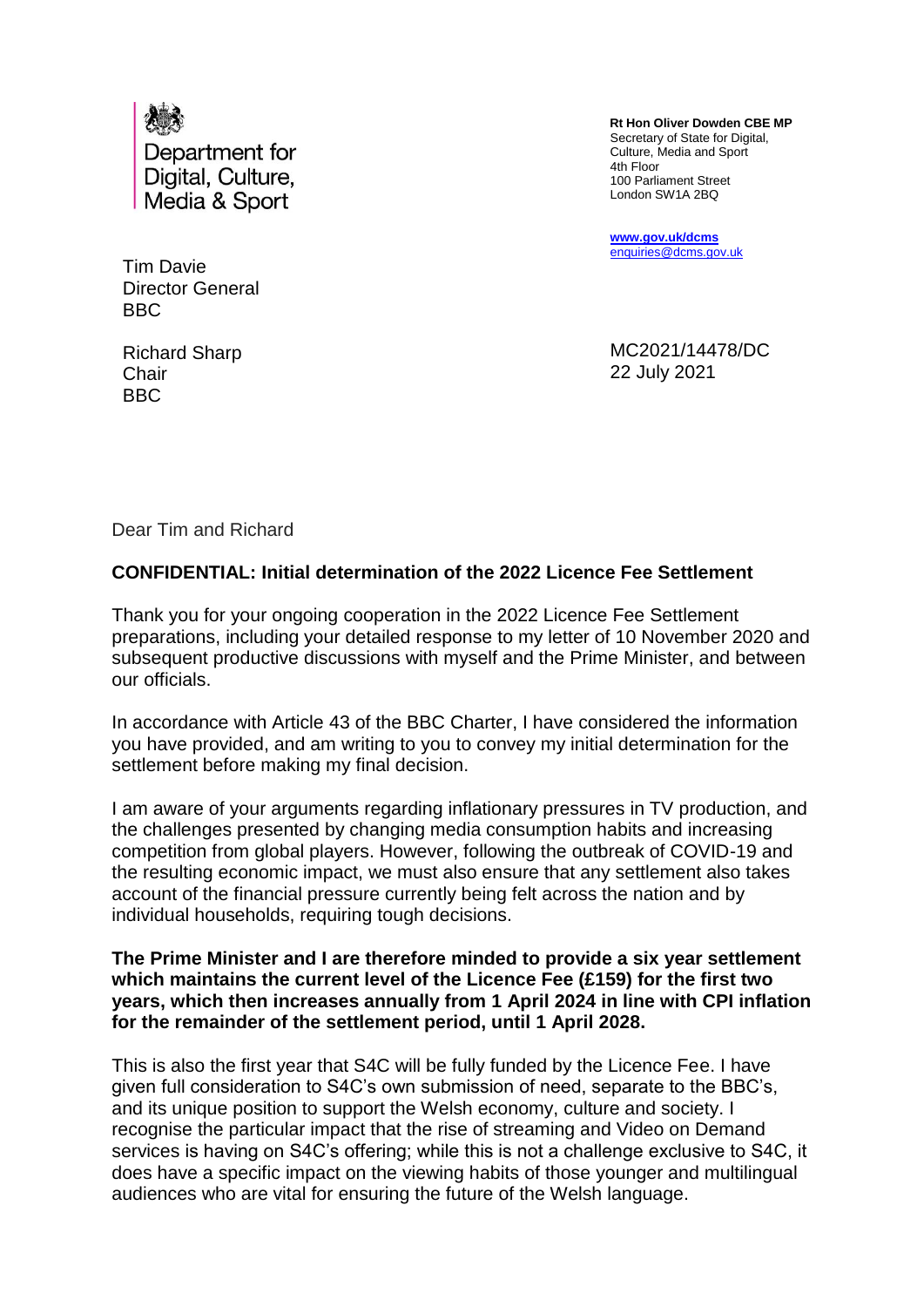Department for Digital, Culture, Media & Sport

**Rt Hon Oliver Dowden CBE MP**
Secretary of State for Digital, Culture, Media and Sport
4th Floor
100 Parliament Street
London SW1A 2BQ

**www.gov.uk/dcms**
enquiries@dcms.gov.uk

Tim Davie
Director General
BBC

Richard Sharp
Chair
BBC

MC2021/14478/DC
22 July 2021

Dear Tim and Richard

**CONFIDENTIAL: Initial determination of the 2022 Licence Fee Settlement**

Thank you for your ongoing cooperation in the 2022 Licence Fee Settlement preparations, including your detailed response to my letter of 10 November 2020 and subsequent productive discussions with myself and the Prime Minister, and between our officials.

In accordance with Article 43 of the BBC Charter, I have considered the information you have provided, and am writing to you to convey my initial determination for the settlement before making my final decision.

I am aware of your arguments regarding inflationary pressures in TV production, and the challenges presented by changing media consumption habits and increasing competition from global players. However, following the outbreak of COVID-19 and the resulting economic impact, we must also ensure that any settlement also takes account of the financial pressure currently being felt across the nation and by individual households, requiring tough decisions.

**The Prime Minister and I are therefore minded to provide a six year settlement which maintains the current level of the Licence Fee (£159) for the first two years, which then increases annually from 1 April 2024 in line with CPI inflation for the remainder of the settlement period, until 1 April 2028.**

This is also the first year that S4C will be fully funded by the Licence Fee. I have given full consideration to S4C's own submission of need, separate to the BBC's, and its unique position to support the Welsh economy, culture and society. I recognise the particular impact that the rise of streaming and Video on Demand services is having on S4C's offering; while this is not a challenge exclusive to S4C, it does have a specific impact on the viewing habits of those younger and multilingual audiences who are vital for ensuring the future of the Welsh language.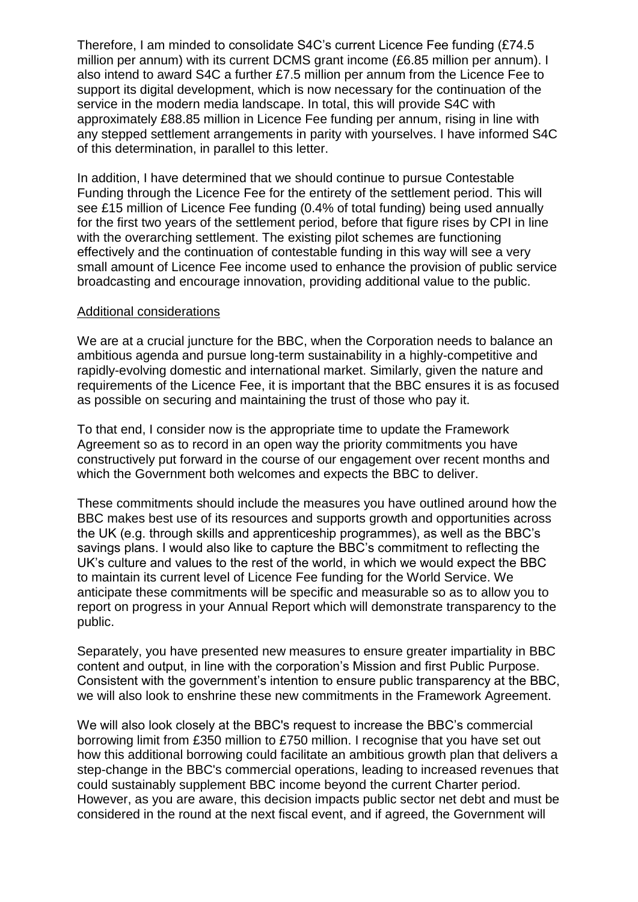Therefore, I am minded to consolidate S4C's current Licence Fee funding (£74.5 million per annum) with its current DCMS grant income (£6.85 million per annum). I also intend to award S4C a further £7.5 million per annum from the Licence Fee to support its digital development, which is now necessary for the continuation of the service in the modern media landscape. In total, this will provide S4C with approximately £88.85 million in Licence Fee funding per annum, rising in line with any stepped settlement arrangements in parity with yourselves. I have informed S4C of this determination, in parallel to this letter.

In addition, I have determined that we should continue to pursue Contestable Funding through the Licence Fee for the entirety of the settlement period. This will see £15 million of Licence Fee funding (0.4% of total funding) being used annually for the first two years of the settlement period, before that figure rises by CPI in line with the overarching settlement. The existing pilot schemes are functioning effectively and the continuation of contestable funding in this way will see a very small amount of Licence Fee income used to enhance the provision of public service broadcasting and encourage innovation, providing additional value to the public.

## Additional considerations

We are at a crucial juncture for the BBC, when the Corporation needs to balance an ambitious agenda and pursue long-term sustainability in a highly-competitive and rapidly-evolving domestic and international market. Similarly, given the nature and requirements of the Licence Fee, it is important that the BBC ensures it is as focused as possible on securing and maintaining the trust of those who pay it.

To that end, I consider now is the appropriate time to update the Framework Agreement so as to record in an open way the priority commitments you have constructively put forward in the course of our engagement over recent months and which the Government both welcomes and expects the BBC to deliver.

These commitments should include the measures you have outlined around how the BBC makes best use of its resources and supports growth and opportunities across the UK (e.g. through skills and apprenticeship programmes), as well as the BBC's savings plans. I would also like to capture the BBC's commitment to reflecting the UK's culture and values to the rest of the world, in which we would expect the BBC to maintain its current level of Licence Fee funding for the World Service. We anticipate these commitments will be specific and measurable so as to allow you to report on progress in your Annual Report which will demonstrate transparency to the public.

Separately, you have presented new measures to ensure greater impartiality in BBC content and output, in line with the corporation's Mission and first Public Purpose. Consistent with the government's intention to ensure public transparency at the BBC, we will also look to enshrine these new commitments in the Framework Agreement.

We will also look closely at the BBC's request to increase the BBC's commercial borrowing limit from £350 million to £750 million. I recognise that you have set out how this additional borrowing could facilitate an ambitious growth plan that delivers a step-change in the BBC's commercial operations, leading to increased revenues that could sustainably supplement BBC income beyond the current Charter period. However, as you are aware, this decision impacts public sector net debt and must be considered in the round at the next fiscal event, and if agreed, the Government will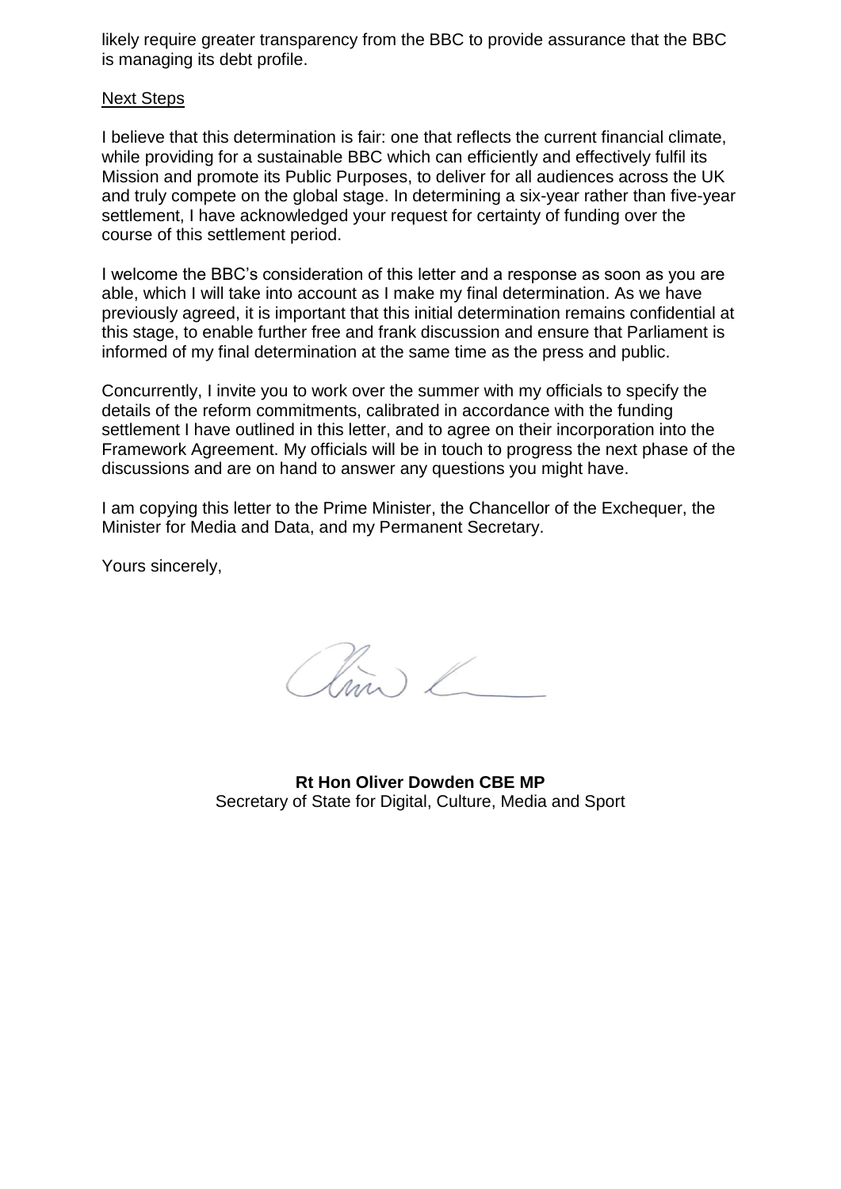likely require greater transparency from the BBC to provide assurance that the BBC is managing its debt profile.

## Next Steps

I believe that this determination is fair: one that reflects the current financial climate, while providing for a sustainable BBC which can efficiently and effectively fulfil its Mission and promote its Public Purposes, to deliver for all audiences across the UK and truly compete on the global stage. In determining a six-year rather than five-year settlement, I have acknowledged your request for certainty of funding over the course of this settlement period.

I welcome the BBC's consideration of this letter and a response as soon as you are able, which I will take into account as I make my final determination. As we have previously agreed, it is important that this initial determination remains confidential at this stage, to enable further free and frank discussion and ensure that Parliament is informed of my final determination at the same time as the press and public.

Concurrently, I invite you to work over the summer with my officials to specify the details of the reform commitments, calibrated in accordance with the funding settlement I have outlined in this letter, and to agree on their incorporation into the Framework Agreement. My officials will be in touch to progress the next phase of the discussions and are on hand to answer any questions you might have.

I am copying this letter to the Prime Minister, the Chancellor of the Exchequer, the Minister for Media and Data, and my Permanent Secretary.

Yours sincerely,

**Rt Hon Oliver Dowden CBE MP**
Secretary of State for Digital, Culture, Media and Sport